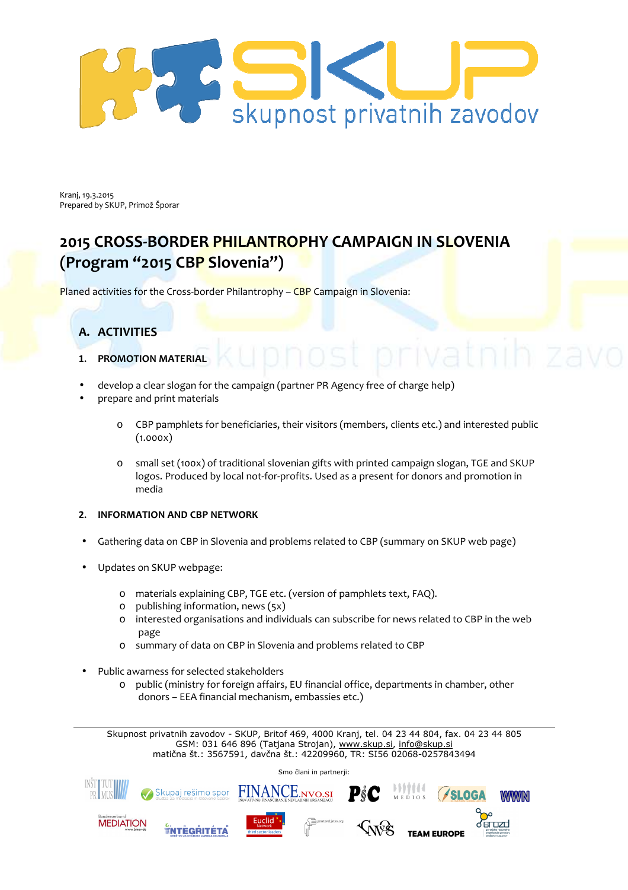Kranj, 19.3.2015
Prepared by SKUP, Primož Šporar

# 2015 CROSS-BORDER PHILANTROPHY CAMPAIGN IN SLOVENIA (Program "2015 CBP Slovenia")

Planed activities for the Cross-border Philantrophy – CBP Campaign in Slovenia:

## A. ACTIVITIES

### 1. PROMOTION MATERIAL

- develop a clear slogan for the campaign (partner PR Agency free of charge help)
- prepare and print materials
  - CBP pamphlets for beneficiaries, their visitors (members, clients etc.) and interested public (1.000x)
  - small set (100x) of traditional slovenian gifts with printed campaign slogan, TGE and SKUP logos. Produced by local not-for-profits. Used as a present for donors and promotion in media

### 2. INFORMATION AND CBP NETWORK

- Gathering data on CBP in Slovenia and problems related to CBP (summary on SKUP web page)
- Updates on SKUP webpage:
  - materials explaining CBP, TGE etc. (version of pamphlets text, FAQ).
  - publishing information, news (5x)
  - interested organisations and individuals can subscribe for news related to CBP in the web page
  - summary of data on CBP in Slovenia and problems related to CBP
- Public awarness for selected stakeholders
  - public (ministry for foreign affairs, EU financial office, departments in chamber, other donors – EEA financial mechanism, embassies etc.)

---

Skupnost privatnih zavodov - SKUP, Britof 469, 4000 Kranj, tel. 04 23 44 804, fax. 04 23 44 805
GSM: 031 646 896 (Tatjana Strojan), www.skup.si, info@skup.si
matična št.: 3567591, davčna št.: 42209960, TR: SI56 02068-0257843494

Smo člani in partnerji: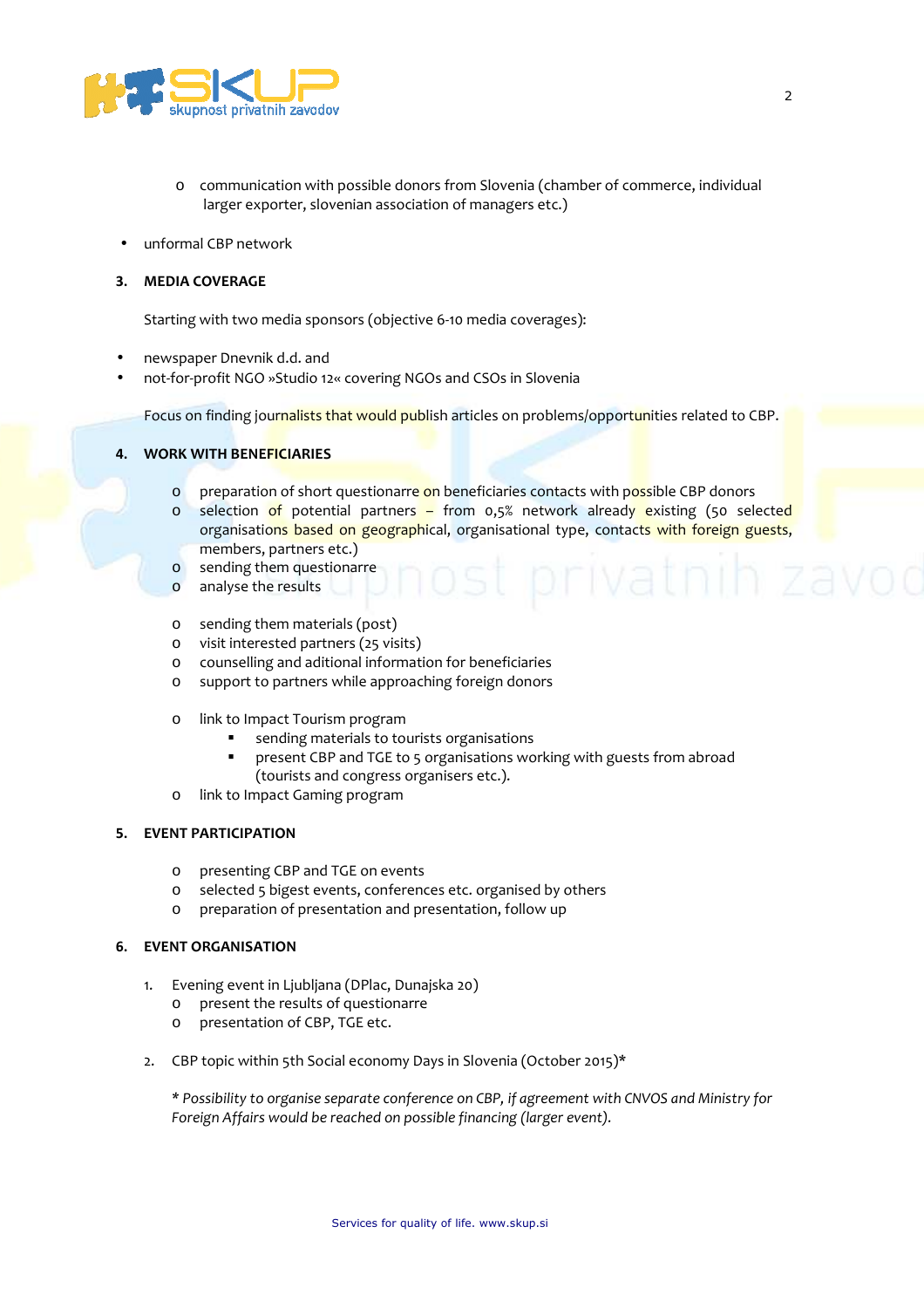- communication with possible donors from Slovenia (chamber of commerce, individual larger exporter, slovenian association of managers etc.)

- unformal CBP network

### 3. MEDIA COVERAGE

Starting with two media sponsors (objective 6-10 media coverages):

- newspaper Dnevnik d.d. and
- not-for-profit NGO »Studio 12« covering NGOs and CSOs in Slovenia

Focus on finding journalists that would publish articles on problems/opportunities related to CBP.

### 4. WORK WITH BENEFICIARIES

- preparation of short questionarre on beneficiaries contacts with possible CBP donors
- selection of potential partners – from 0,5% network already existing (50 selected organisations based on geographical, organisational type, contacts with foreign guests, members, partners etc.)
- sending them questionarre
- analyse the results

- sending them materials (post)
- visit interested partners (25 visits)
- counselling and aditional information for beneficiaries
- support to partners while approaching foreign donors

- link to Impact Tourism program
  - sending materials to tourists organisations
  - present CBP and TGE to 5 organisations working with guests from abroad (tourists and congress organisers etc.).
- link to Impact Gaming program

### 5. EVENT PARTICIPATION

- presenting CBP and TGE on events
- selected 5 bigest events, conferences etc. organised by others
- preparation of presentation and presentation, follow up

### 6. EVENT ORGANISATION

1. Evening event in Ljubljana (DPlac, Dunajska 20)
   - present the results of questionarre
   - presentation of CBP, TGE etc.

2. CBP topic within 5th Social economy Days in Slovenia (October 2015)*

   *\* Possibility to organise separate conference on CBP, if agreement with CNVOS and Ministry for Foreign Affairs would be reached on possible financing (larger event).*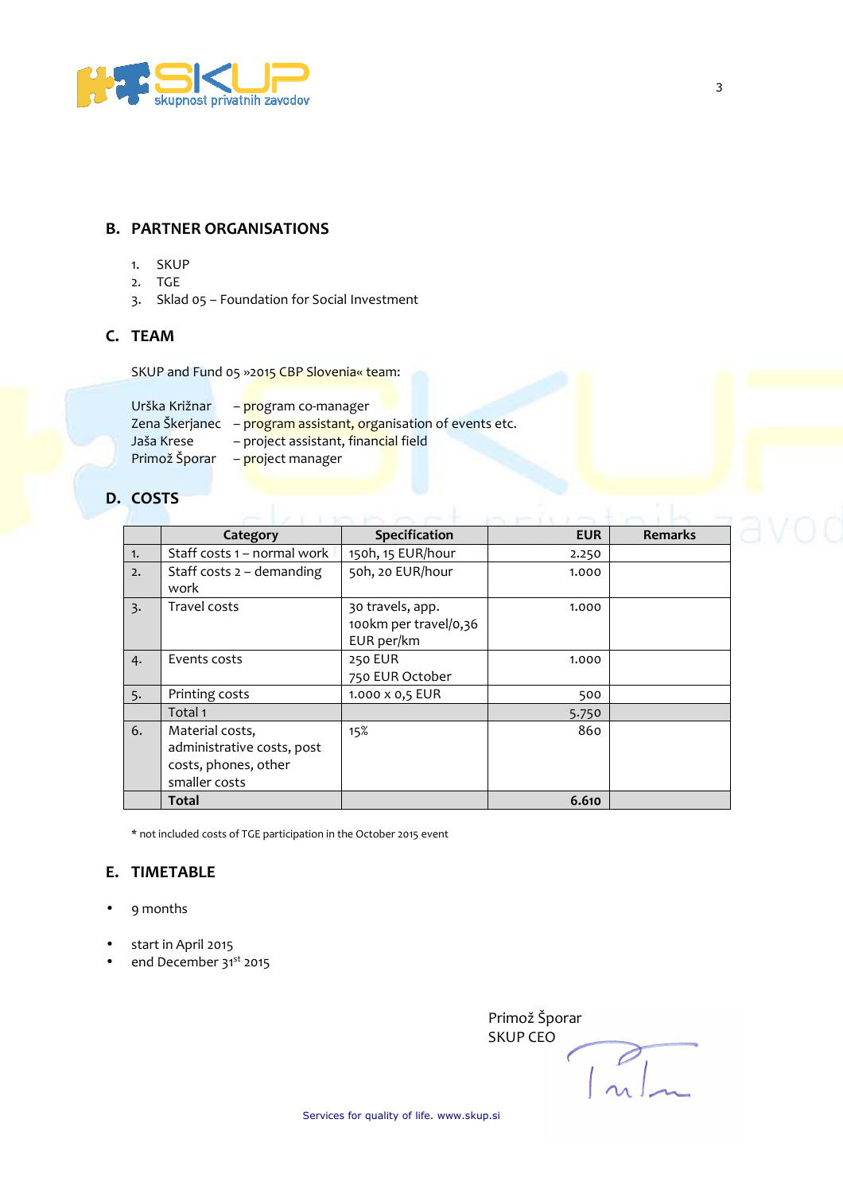## B. PARTNER ORGANISATIONS

1. SKUP
2. TGE
3. Sklad 05 – Foundation for Social Investment

## C. TEAM

SKUP and Fund 05 »2015 CBP Slovenia« team:

Urška Križnar – program co-manager
Zena Škerjanec – program assistant, organisation of events etc.
Jaša Krese – project assistant, financial field
Primož Šporar – project manager

## D. COSTS

| | Category | Specification | EUR | Remarks |
|---|---|---|---|---|
| 1. | Staff costs 1 – normal work | 150h, 15 EUR/hour | 2.250 | |
| 2. | Staff costs 2 – demanding work | 50h, 20 EUR/hour | 1.000 | |
| 3. | Travel costs | 30 travels, app. 100km per travel/0,36 EUR per/km | 1.000 | |
| 4. | Events costs | 250 EUR<br>750 EUR October | 1.000 | |
| 5. | Printing costs | 1.000 x 0,5 EUR | 500 | |
| | Total 1 | | 5.750 | |
| 6. | Material costs, administrative costs, post costs, phones, other smaller costs | 15% | 860 | |
| | **Total** | | **6.610** | |

\* not included costs of TGE participation in the October 2015 event

## E. TIMETABLE

- 9 months
- start in April 2015
- end December 31st 2015

Primož Šporar
SKUP CEO

Services for quality of life. www.skup.si